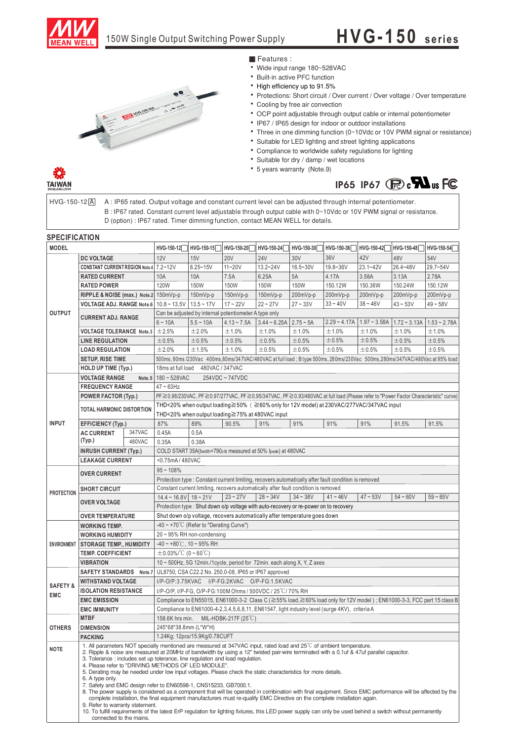# HVG-150 series

150W Single Output Switching Power Supply

## Features :

- Wide input range 180~528VAC
- Built-in active PFC function
- High efficiency up to 91.5%
- Protections: Short circuit / Over current / Over voltage / Over temperature
- Cooling by free air convection
- OCP point adjustable through output cable or internal potentiometer
- IP67 / IP65 design for indoor or outdoor installations
- Three in one dimming function (0~10Vdc or 10V PWM signal or resistance)
- Suitable for LED lighting and street lighting applications
- Compliance to worldwide safety regulations for lighting
- Suitable for dry / damp / wet locations
- 5 years warranty (Note.9)

IP65 IP67

HVG-150-12[A]

A : IP65 rated. Output voltage and constant current level can be adjusted through internal potentiometer.
B : IP67 rated. Constant current level adjustable through output cable with 0~10Vdc or 10V PWM signal or resistance.
D (option) : IP67 rated. Timer dimming function, contact MEAN WELL for details.

## SPECIFICATION

| MODEL | | | HVG-150-12[] | HVG-150-15[] | HVG-150-20[] | HVG-150-24[] | HVG-150-30[] | HVG-150-36[] | HVG-150-42[] | HVG-150-48[] | HVG-150-54[] |
|---|---|---|---|---|---|---|---|---|---|---|---|
| OUTPUT | DC VOLTAGE | | 12V | 15V | 20V | 24V | 30V | 36V | 42V | 48V | 54V |
| | CONSTANT CURRENT REGION Note.4 | | 7.2~12V | 8.25~15V | 11~20V | 13.2~24V | 16.5~30V | 19.8~36V | 23.1~42V | 26.4~48V | 29.7~54V |
| | RATED CURRENT | | 10A | 10A | 7.5A | 6.25A | 5A | 4.17A | 3.58A | 3.13A | 2.78A |
| | RATED POWER | | 120W | 150W | 150W | 150W | 150W | 150.12W | 150.36W | 150.24W | 150.12W |
| | RIPPLE & NOISE (max.) Note.2 | | 150mVp-p | 150mVp-p | 150mVp-p | 150mVp-p | 200mVp-p | 200mVp-p | 200mVp-p | 200mVp-p | 200mVp-p |
| | VOLTAGE ADJ. RANGE Note.6 | | 10.8 ~ 13.5V | 13.5 ~ 17V | 17 ~ 22V | 22 ~ 27V | 27 ~ 33V | 33 ~ 40V | 38 ~ 46V | 43 ~ 53V | 49 ~ 58V |
| | CURRENT ADJ. RANGE | | Can be adjusted by internal potentiometer A type only | | | | | | | | |
| | | | 6 ~ 10A | 5.5 ~ 10A | 4.13 ~ 7.5A | 3.44 ~ 6.25A | 2.75 ~ 5A | 2.29 ~ 4.17A | 1.97 ~ 3.58A | 1.72 ~ 3.13A | 1.53 ~ 2.78A |
| | VOLTAGE TOLERANCE Note.3 | | ±2.5% | ±2.0% | ±1.0% | ±1.0% | ±1.0% | ±1.0% | ±1.0% | ±1.0% | ±1.0% |
| | LINE REGULATION | | ±0.5% | ±0.5% | ±0.5% | ±0.5% | ±0.5% | ±0.5% | ±0.5% | ±0.5% | ±0.5% |
| | LOAD REGULATION | | ±2.0% | ±1.5% | ±1.0% | ±0.5% | ±0.5% | ±0.5% | ±0.5% | ±0.5% | ±0.5% |
| | SETUP, RISE TIME | | 500ms, 80ms /230Vac 400ms,80ms/347VAC/480VAC at full load ; B type 500ms, 280ms/230Vac 500ms,280ms/347VAC/480Vac at 95% load | | | | | | | | |
| | HOLD UP TIME (Typ.) | | 18ms at full load 480VAC / 347VAC | | | | | | | | |
| INPUT | VOLTAGE RANGE Note.5 | | 180 ~ 528VAC 254VDC ~ 747VDC | | | | | | | | |
| | FREQUENCY RANGE | | 47 ~ 63Hz | | | | | | | | |
| | POWER FACTOR (Typ.) | | PF≧0.98/230VAC, PF≧0.97/277VAC, PF≧0.95/347VAC, PF≧0.93/480VAC at full load (Please refer to "Power Factor Characteristic" curve) | | | | | | | | |
| | TOTAL HARMONIC DISTORTION | | THD<20% when output loading≧50% ( ≧60% only for 12V model) at 230VAC/277VAC/347VAC input | | | | | | | | |
| | | | THD<20% when output loading≧75% at 480VAC input | | | | | | | | |
| | EFFICIENCY (Typ.) | | 87% | 89% | 90.5% | 91% | 91% | 91% | 91% | 91.5% | 91.5% |
| | AC CURRENT (Typ.) | 347VAC | 0.45A | 0.5A | | | | | | | |
| | | 480VAC | 0.35A | 0.38A | | | | | | | |
| | INRUSH CURRENT (Typ.) | | COLD START 35A(twidth=790μs measured at 50% Ipeak) at 480VAC | | | | | | | | |
| | LEAKAGE CURRENT | | <0.75mA / 480VAC | | | | | | | | |
| PROTECTION | OVER CURRENT | | 95 ~ 108% | | | | | | | | |
| | | | Protection type : Constant current limiting, recovers automatically after fault condition is removed | | | | | | | | |
| | SHORT CIRCUIT | | Constant current limiting, recovers automatically after fault condition is removed | | | | | | | | |
| | OVER VOLTAGE | | 14.4 ~ 16.8V | 18 ~ 21V | 23 ~ 27V | 28 ~ 34V | 34 ~ 38V | 41 ~ 46V | 47 ~ 53V | 54 ~ 60V | 59 ~ 65V |
| | | | Protection type : Shut down o/p voltage with auto-recovery or re-power on to recovery | | | | | | | | |
| | OVER TEMPERATURE | | Shut down o/p voltage, recovers automatically after temperature goes down | | | | | | | | |
| ENVIRONMENT | WORKING TEMP. | | -40 ~ +70℃ (Refer to "Derating Curve") | | | | | | | | |
| | WORKING HUMIDITY | | 20 ~ 95% RH non-condensing | | | | | | | | |
| | STORAGE TEMP., HUMIDITY | | -40 ~ +80℃, 10 ~ 95% RH | | | | | | | | |
| | TEMP. COEFFICIENT | | ±0.03%/℃ (0 ~ 60℃) | | | | | | | | |
| | VIBRATION | | 10 ~ 500Hz, 5G 12min./1cycle, period for 72min. each along X, Y, Z axes | | | | | | | | |
| SAFETY & EMC | SAFETY STANDARDS Note.7 | | UL8750, CSA C22.2 No. 250.0-08, IP65 or IP67 approved | | | | | | | | |
| | WITHSTAND VOLTAGE | | I/P-O/P:3.75KVAC I/P-FG:2KVAC O/P-FG:1.5KVAC | | | | | | | | |
| | ISOLATION RESISTANCE | | I/P-O/P, I/P-FG, O/P-FG:100M Ohms / 500VDC / 25℃/ 70% RH | | | | | | | | |
| | EMC EMISSION | | Compliance to EN55015, EN61000-3-2 Class C (≧55% load,≧60% load only for 12V model) ; EN61000-3-3, FCC part 15 class B | | | | | | | | |
| | EMC IMMUNITY | | Compliance to EN61000-4-2,3,4,5,6,8,11, EN61547, light industry level (surge 4KV), criteria A | | | | | | | | |
| OTHERS | MTBF | | 158.6K hrs min. MIL-HDBK-217F (25℃) | | | | | | | | |
| | DIMENSION | | 245*68*38.8mm (L*W*H) | | | | | | | | |
| | PACKING | | 1.24Kg; 12pcs/15.9Kg/0.78CUFT | | | | | | | | |

**NOTE**

1. All parameters NOT specially mentioned are measured at 347VAC input, rated load and 25℃ of ambient temperature.
2. Ripple & noise are measured at 20MHz of bandwidth by using a 12" twisted pair-wire terminated with a 0.1uf & 47uf parallel capacitor.
3. Tolerance : includes set up tolerance, line regulation and load regulation.
4. Please refer to "DRIVING METHODS OF LED MODULE".
5. Derating may be needed under low input voltages. Please check the static characteristics for more details.
6. A type only.
7. Safety and EMC design refer to EN60598-1, CNS15233, GB7000.1.
8. The power supply is considered as a component that will be operated in combination with final equipment. Since EMC performance will be affected by the complete installation, the final equipment manufacturers must re-qualify EMC Directive on the complete installation again.
9. Refer to warranty statement.
10. To fulfill requirements of the latest ErP regulation for lighting fixtures, this LED power supply can only be used behind a switch without permanently connected to the mains.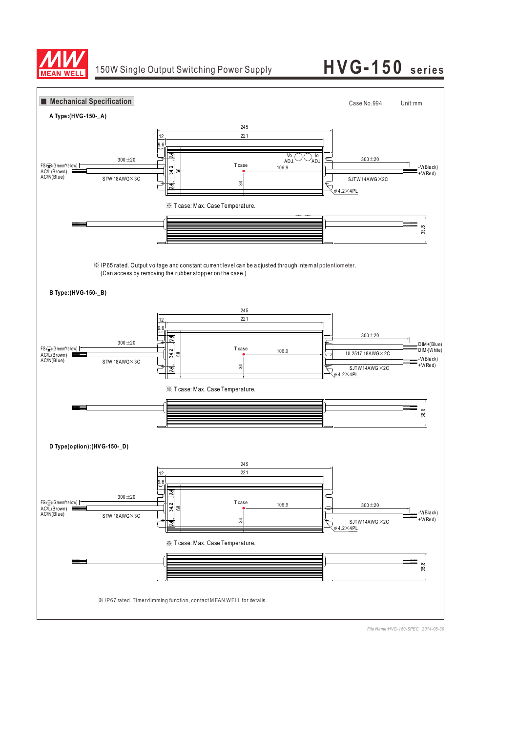## Mechanical Specification

Case No.994 Unit:mm

**A Type:(HVG-150-_A)**

245
221
12
9.6
300±20
FG⏚(Green/Yellow)
AC/L(Brown)
AC/N(Blue)
STW 18AWG×3C
9.4
34.2
68
9.4
T case
34
Vo ADJ.
Io ADJ.
106.9
300±20
-V(Black)
+V(Red)
SJTW14AWG×2C
φ4.2×4PL

※ T case: Max. Case Temperature.

38.8

※ IP65 rated. Output voltage and constant current level can be adjusted through internal potentiometer.
(Can access by removing the rubber stopper on the case.)

**B Type:(HVG-150-_B)**

245
221
12
9.6
300±20
FG⏚(Green/Yellow)
AC/L(Brown)
AC/N(Blue)
STW 18AWG×3C
9.4
34.2
68
9.4
T case
34
106.9
300±20
UL2517 18AWG×2C
DIM+(Blue)
DIM-(White)
-V(Black)
+V(Red)
SJTW14AWG×2C
φ4.2×4PL

※ T case: Max. Case Temperature.

38.8

**D Type(option):(HVG-150-_D)**

245
221
12
9.6
300±20
FG⏚(Green/Yellow)
AC/L(Brown)
AC/N(Blue)
STW 18AWG×3C
9.4
34.2
68
9.4
T case
34
106.9
300±20
-V(Black)
+V(Red)
SJTW14AWG×2C
φ4.2×4PL

※ T case: Max. Case Temperature.

38.8

※ IP67 rated. Timer dimming function, contact MEAN WELL for details.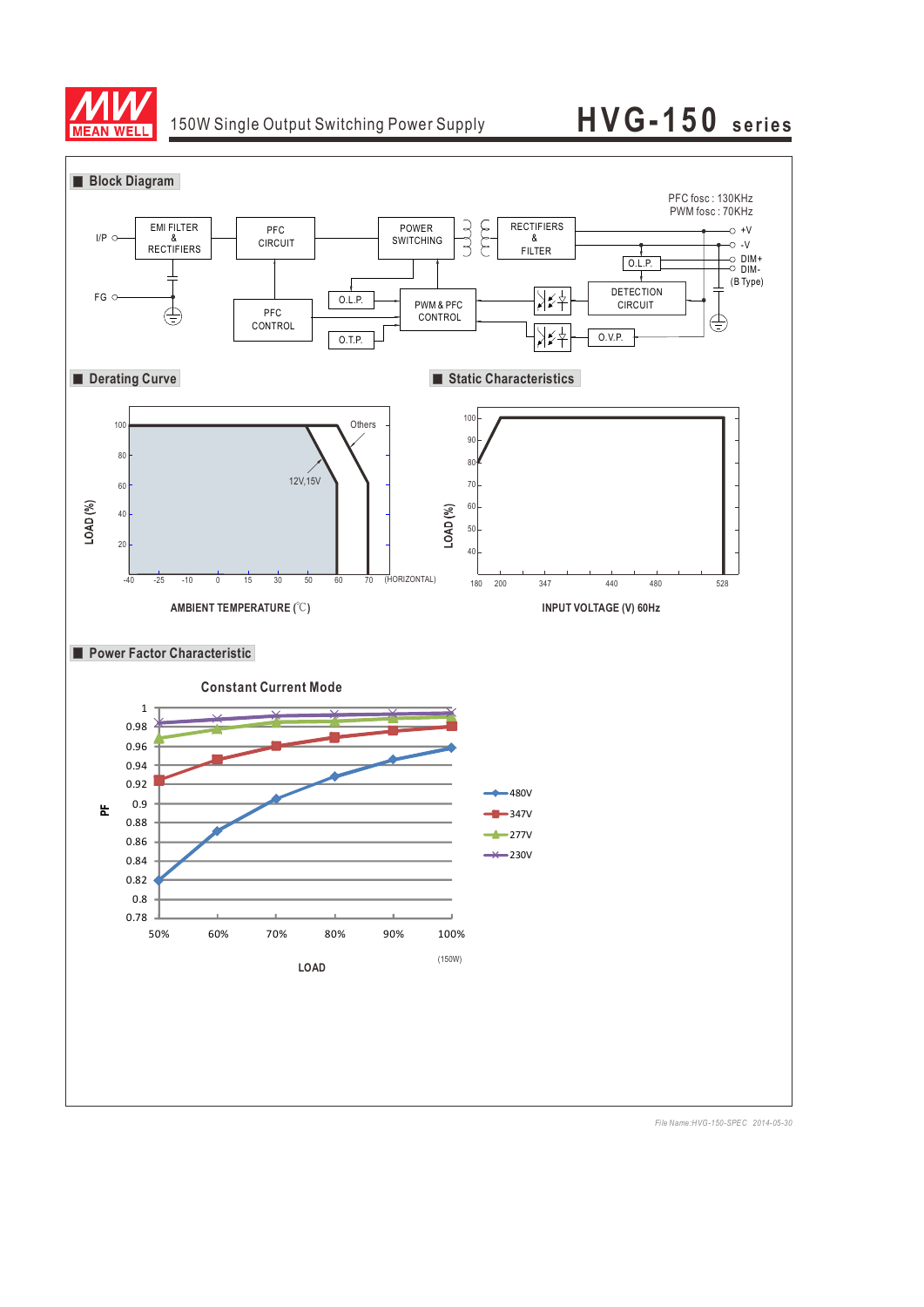# 150W Single Output Switching Power Supply

# HVG-150 series

## Block Diagram

PFC fosc : 130KHz
PWM fosc : 70KHz

I/P — EMI FILTER & RECTIFIERS — PFC CIRCUIT — POWER SWITCHING — RECTIFIERS & FILTER — +V, -V

FG

PFC CONTROL

O.L.P.

O.T.P.

PWM & PFC CONTROL

O.L.P.

DETECTION CIRCUIT

O.V.P.

DIM+
DIM-
(B Type)

## Derating Curve

LOAD (%)

Others

12V,15V

AMBIENT TEMPERATURE (℃)

-40 -25 -10 0 15 30 50 60 70 (HORIZONTAL)

## Static Characteristics

LOAD (%)

INPUT VOLTAGE (V) 60Hz

180 200 347 440 480 528

## Power Factor Characteristic

### Constant Current Mode

PF

LOAD

50% 60% 70% 80% 90% 100% (150W)

480V
347V
277V
230V

File Name:HVG-150-SPEC 2014-05-30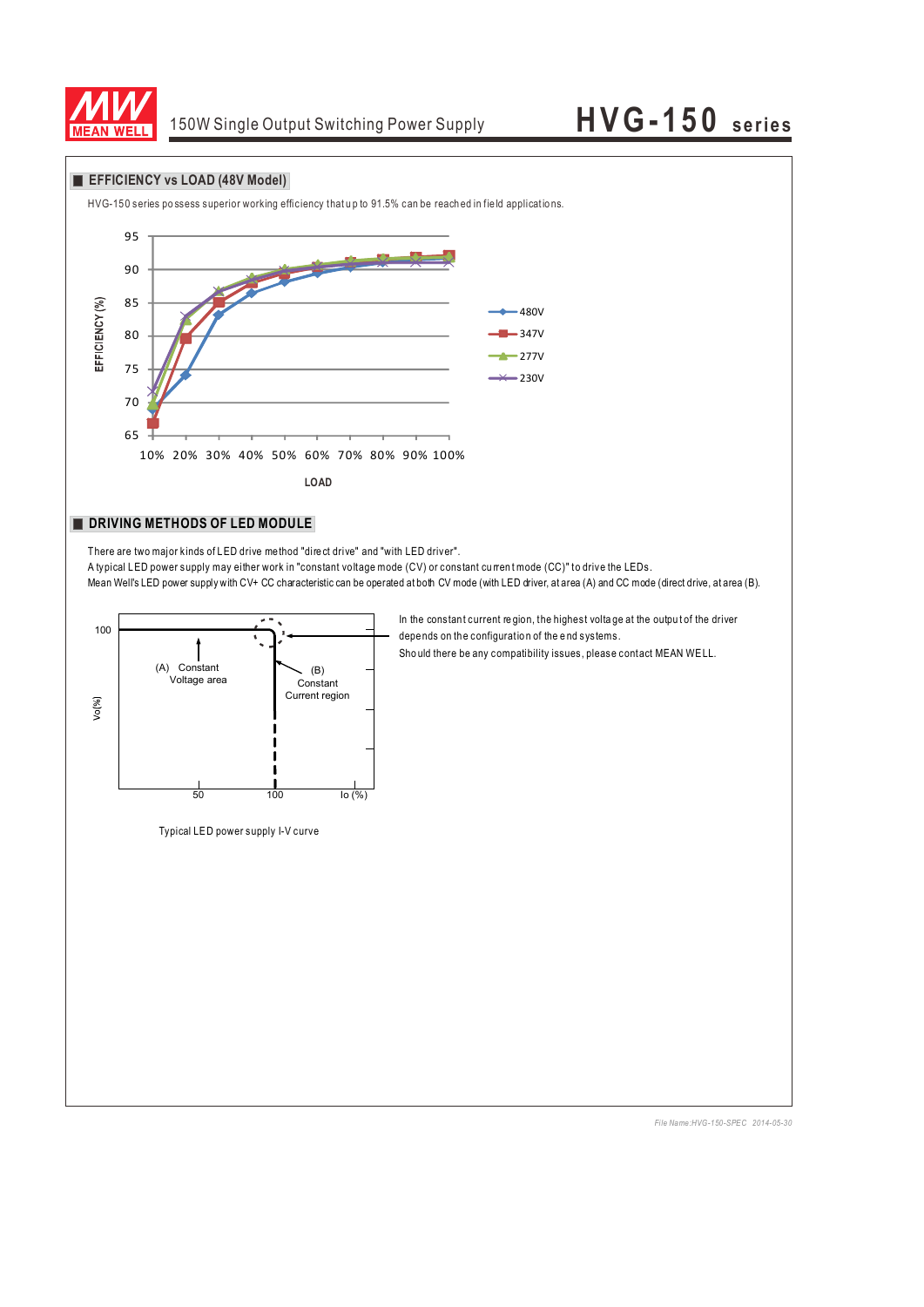## EFFICIENCY vs LOAD (48V Model)

HVG-150 series possess superior working efficiency that up to 91.5% can be reached in field applications.

EFFICIENCY (%)

95
90
85
80
75
70
65

10% 20% 30% 40% 50% 60% 70% 80% 90% 100%

LOAD

480V
347V
277V
230V

## DRIVING METHODS OF LED MODULE

There are two major kinds of LED drive method "direct drive" and "with LED driver".
A typical LED power supply may either work in "constant voltage mode (CV) or constant current mode (CC)" to drive the LEDs.
Mean Well's LED power supply with CV+ CC characteristic can be operated at both CV mode (with LED driver, at area (A) and CC mode (direct drive, at area (B).

Vo(%)

100

(A) Constant Voltage area

(B) Constant Current region

50 100 Io (%)

Typical LED power supply I-V curve

In the constant current region, the highest voltage at the output of the driver depends on the configuration of the end systems.
Should there be any compatibility issues, please contact MEAN WELL.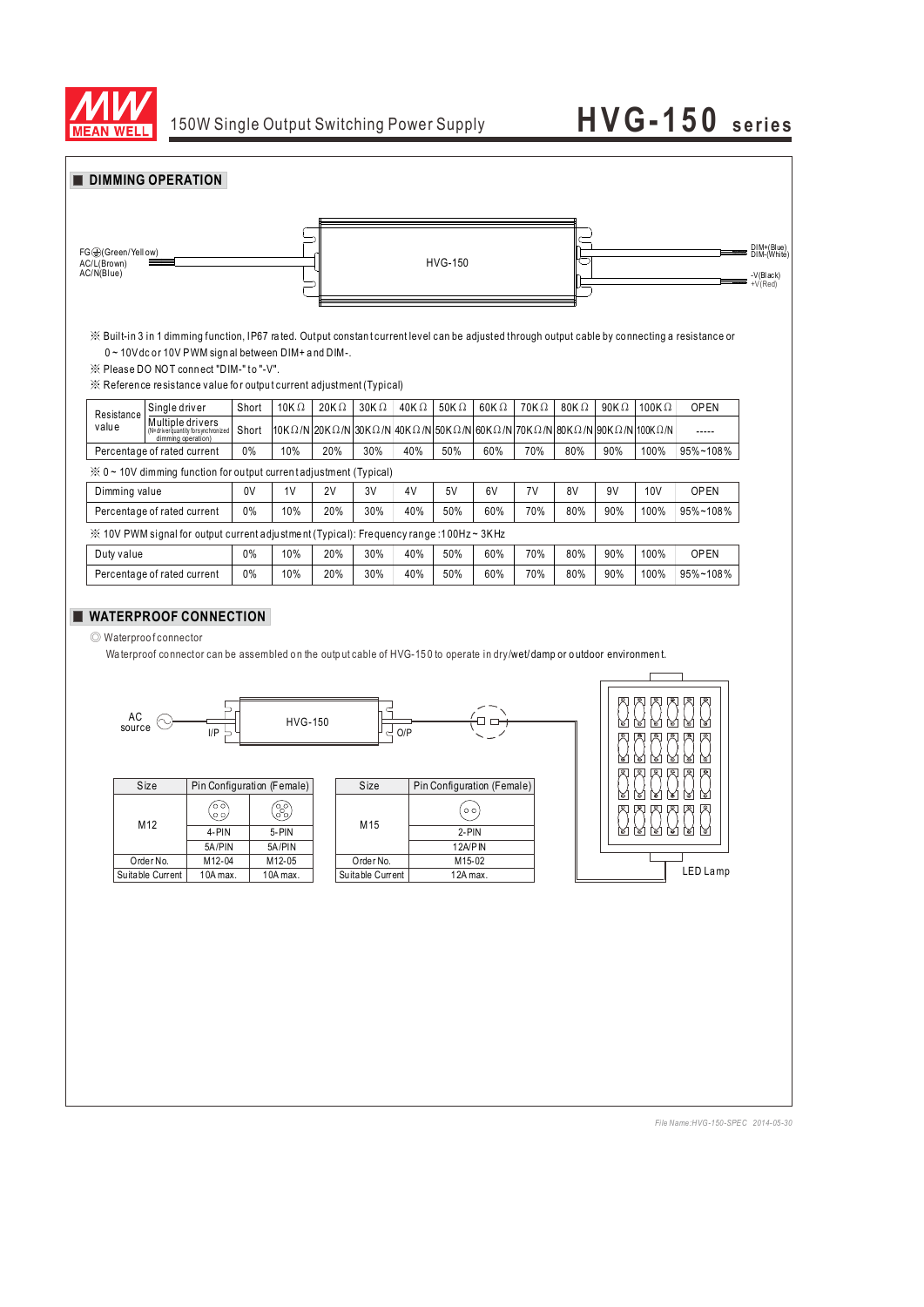## DIMMING OPERATION

FG⏚(Green/Yellow)
AC/L(Brown)
AC/N(Blue)

HVG-150

DIM+(Blue)
DIM-(White)

-V(Black)
+V(Red)

※ Built-in 3 in 1 dimming function, IP67 rated. Output constant current level can be adjusted through output cable by connecting a resistance or 0 ~ 10Vdc or 10V PWM signal between DIM+ and DIM-.

※ Please DO NOT connect "DIM-" to "-V".

※ Reference resistance value for output current adjustment (Typical)

| Resistance value | Single driver | Short | 10KΩ | 20KΩ | 30KΩ | 40KΩ | 50KΩ | 60KΩ | 70KΩ | 80KΩ | 90KΩ | 100KΩ | OPEN |
|---|---|---|---|---|---|---|---|---|---|---|---|---|---|
| | Multiple drivers (N=driver quantity for synchronized dimming operation) | Short | 10KΩ/N | 20KΩ/N | 30KΩ/N | 40KΩ/N | 50KΩ/N | 60KΩ/N | 70KΩ/N | 80KΩ/N | 90KΩ/N | 100KΩ/N | ----- |
| Percentage of rated current | | 0% | 10% | 20% | 30% | 40% | 50% | 60% | 70% | 80% | 90% | 100% | 95%~108% |

※ 0 ~ 10V dimming function for output current adjustment (Typical)

| Dimming value | 0V | 1V | 2V | 3V | 4V | 5V | 6V | 7V | 8V | 9V | 10V | OPEN |
|---|---|---|---|---|---|---|---|---|---|---|---|---|
| Percentage of rated current | 0% | 10% | 20% | 30% | 40% | 50% | 60% | 70% | 80% | 90% | 100% | 95%~108% |

※ 10V PWM signal for output current adjustment (Typical): Frequency range :100Hz ~ 3KHz

| Duty value | 0% | 10% | 20% | 30% | 40% | 50% | 60% | 70% | 80% | 90% | 100% | OPEN |
|---|---|---|---|---|---|---|---|---|---|---|---|---|
| Percentage of rated current | 0% | 10% | 20% | 30% | 40% | 50% | 60% | 70% | 80% | 90% | 100% | 95%~108% |

## WATERPROOF CONNECTION

◎ Waterproof connector

Waterproof connector can be assembled on the output cable of HVG-150 to operate in dry/wet/damp or outdoor environment.

AC source — I/P — HVG-150 — O/P — LED Lamp

| Size | Pin Configuration (Female) | |
|---|---|---|
| M12 | 4-PIN | 5-PIN |
| | 5A/PIN | 5A/PIN |
| Order No. | M12-04 | M12-05 |
| Suitable Current | 10A max. | 10A max. |

| Size | Pin Configuration (Female) |
|---|---|
| M15 | 2-PIN |
| | 12A/PIN |
| Order No. | M15-02 |
| Suitable Current | 12A max. |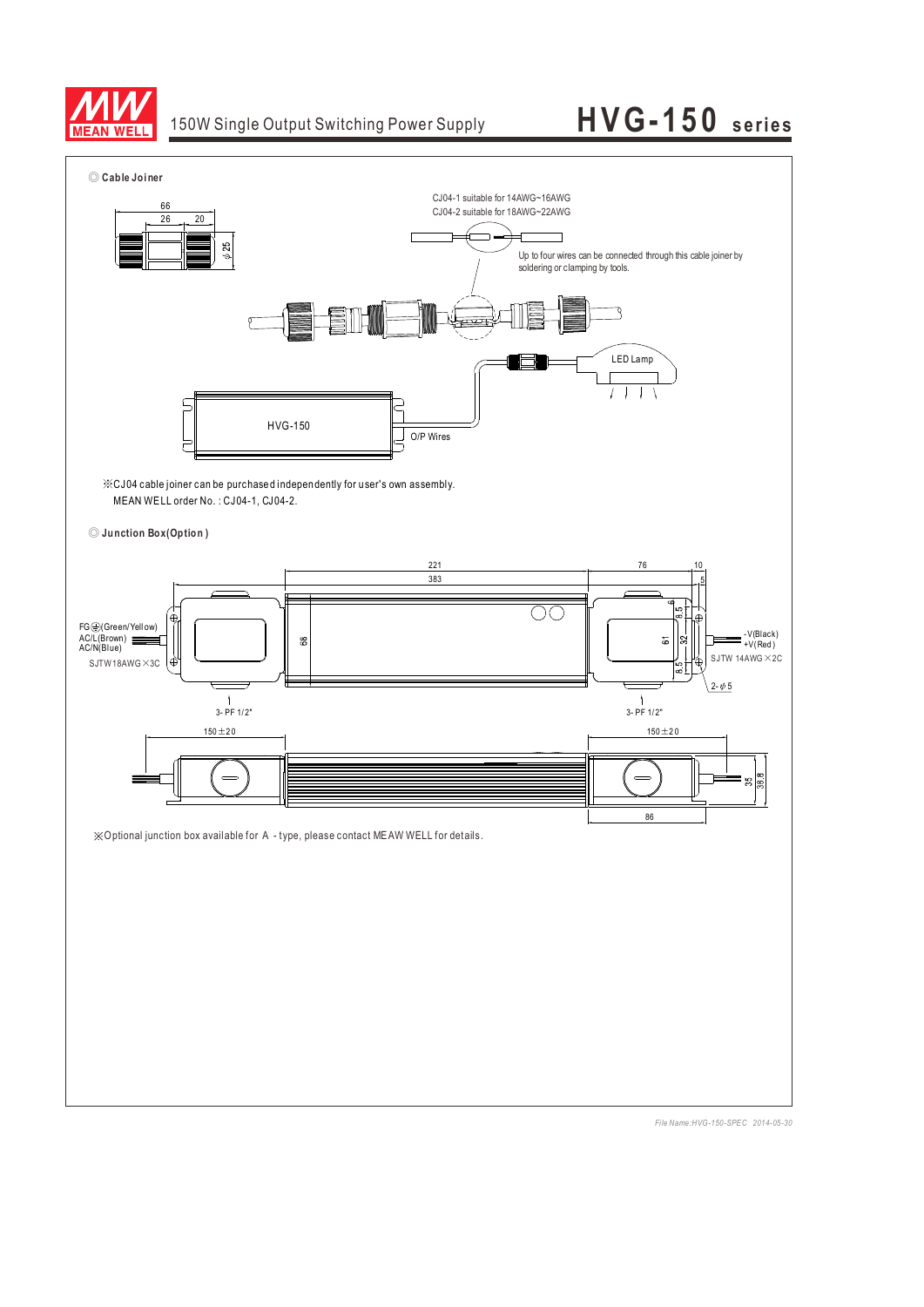## ◎ Cable Joiner

66
26
20
φ25

CJ04-1 suitable for 14AWG~16AWG
CJ04-2 suitable for 18AWG~22AWG

Up to four wires can be connected through this cable joiner by soldering or clamping by tools.

LED Lamp

HVG-150

O/P Wires

※CJ04 cable joiner can be purchased independently for user's own assembly.
MEAN WELL order No. : CJ04-1, CJ04-2.

## ◎ Junction Box(Option)

221
76
10
383
5
6
8.5
FG ⏚(Green/Yellow)
AC/L(Brown)
AC/N(Blue)
68
61
32
-V(Black)
+V(Red)
SJTW18AWG×3C
8.5
SJTW 14AWG×2C
2-φ5
3- PF 1/2"
3- PF 1/2"
150±20
150±20
35
38.8
86

※Optional junction box available for A - type, please contact MEAW WELL for details.